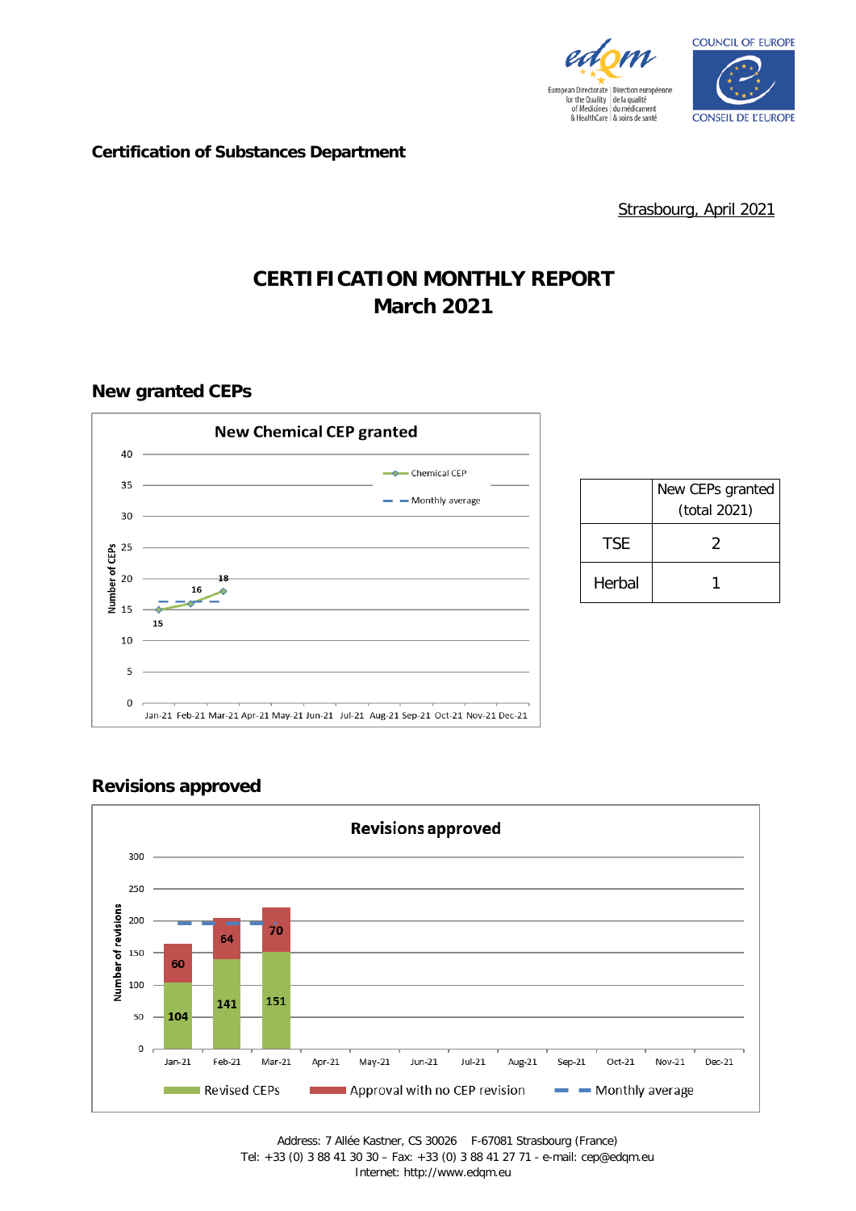**Certification of Substances Department**

Strasbourg, April 2021

# CERTIFICATION MONTHLY REPORT
# March 2021

## New granted CEPs

New Chemical CEP granted

| Month | Chemical CEP |
|---|---|
| Jan-21 | 15 |
| Feb-21 | 16 |
| Mar-21 | 18 |

| | New CEPs granted (total 2021) |
|---|---|
| TSE | 2 |
| Herbal | 1 |

## Revisions approved

Revisions approved

| Month | Revised CEPs | Approval with no CEP revision |
|---|---|---|
| Jan-21 | 104 | 60 |
| Feb-21 | 141 | 64 |
| Mar-21 | 151 | 70 |

Address: 7 Allée Kastner, CS 30026 F-67081 Strasbourg (France)
Tel: +33 (0) 3 88 41 30 30 – Fax: +33 (0) 3 88 41 27 71 - e-mail: cep@edqm.eu
Internet: http://www.edqm.eu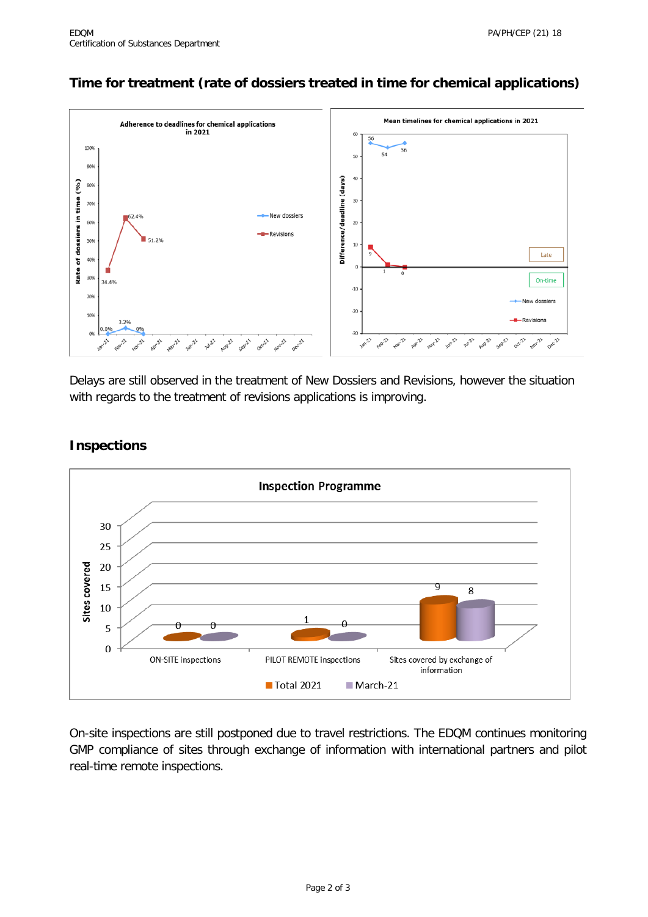## Time for treatment (rate of dossiers treated in time for chemical applications)

Delays are still observed in the treatment of New Dossiers and Revisions, however the situation with regards to the treatment of revisions applications is improving.

## Inspections

On-site inspections are still postponed due to travel restrictions. The EDQM continues monitoring GMP compliance of sites through exchange of information with international partners and pilot real-time remote inspections.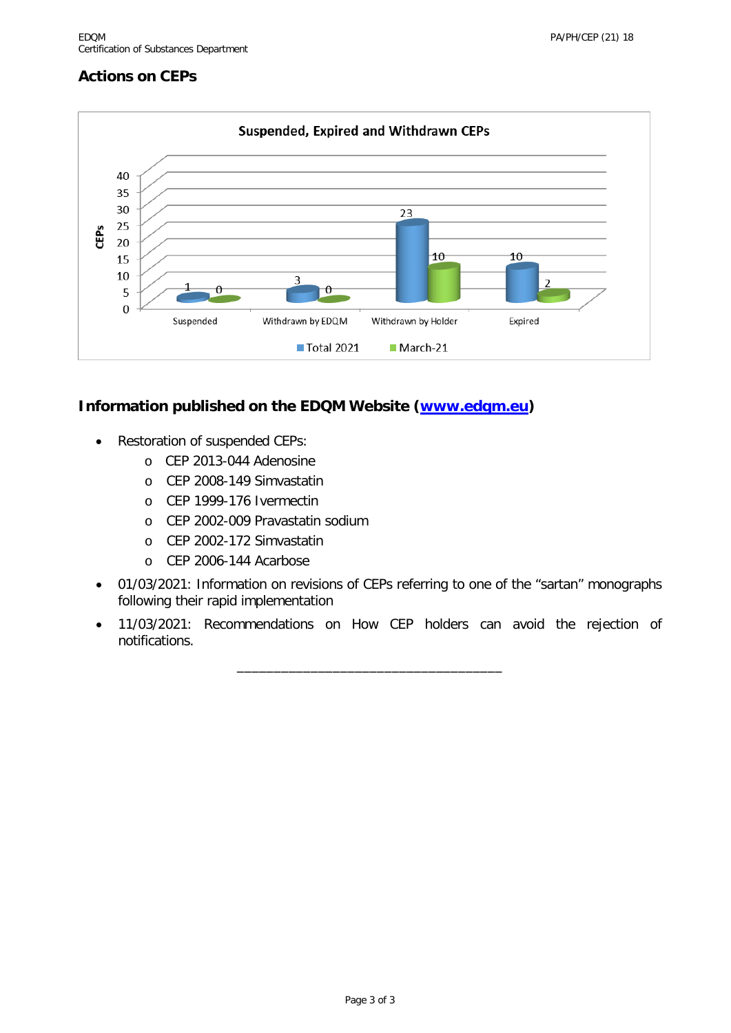## Actions on CEPs

Suspended, Expired and Withdrawn CEPs

CEPs

40
35
30
25
20
15
10
5
0

1
0
3
0
23
10
10
2

Suspended
Withdrawn by EDQM
Withdrawn by Holder
Expired

Total 2021
March-21

## Information published on the EDQM Website ([www.edqm.eu](http://www.edqm.eu))

- Restoration of suspended CEPs:
  - CEP 2013-044 Adenosine
  - CEP 2008-149 Simvastatin
  - CEP 1999-176 Ivermectin
  - CEP 2002-009 Pravastatin sodium
  - CEP 2002-172 Simvastatin
  - CEP 2006-144 Acarbose
- 01/03/2021: Information on revisions of CEPs referring to one of the "sartan" monographs following their rapid implementation
- 11/03/2021: Recommendations on How CEP holders can avoid the rejection of notifications.

\_\_\_\_\_\_\_\_\_\_\_\_\_\_\_\_\_\_\_\_\_\_\_\_\_\_\_\_\_\_\_\_\_\_\_\_\_\_\_\_